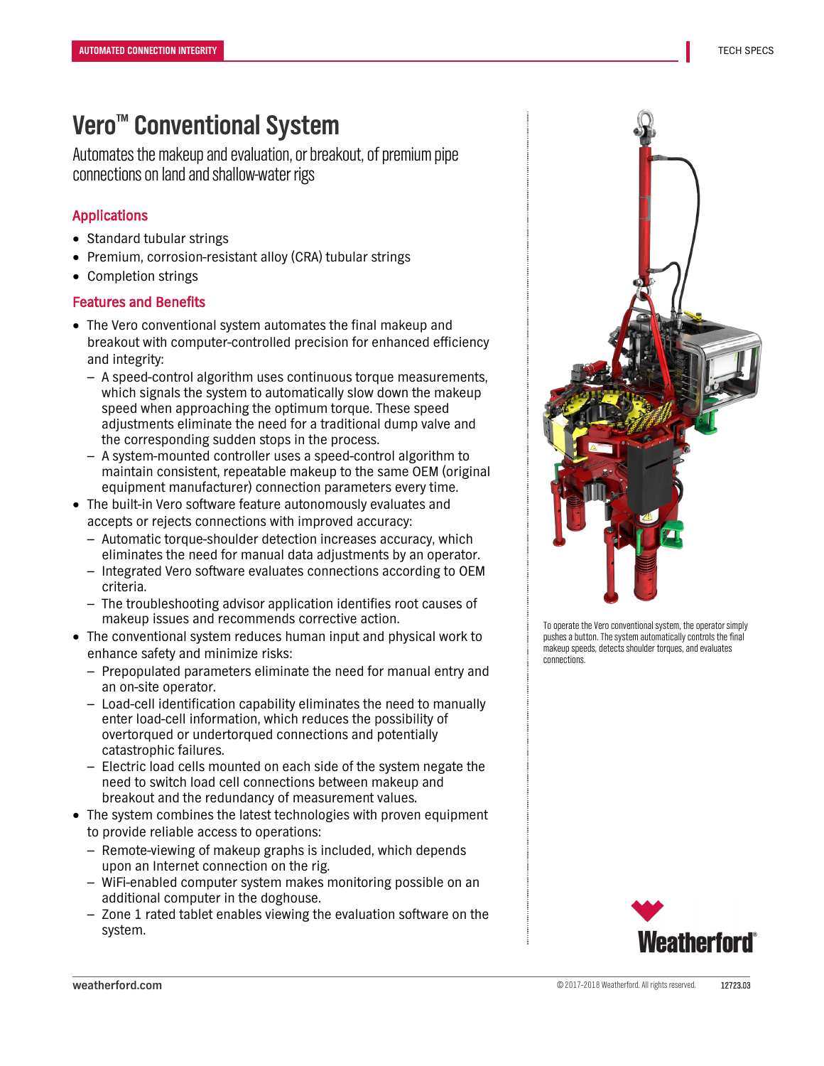AUTOMATED CONNECTION INTEGRITY

TECH SPECS

# Vero™ Conventional System

Automates the makeup and evaluation, or breakout, of premium pipe connections on land and shallow-water rigs

## Applications

- Standard tubular strings
- Premium, corrosion-resistant alloy (CRA) tubular strings
- Completion strings

## Features and Benefits

- The Vero conventional system automates the final makeup and breakout with computer-controlled precision for enhanced efficiency and integrity:
  - A speed-control algorithm uses continuous torque measurements, which signals the system to automatically slow down the makeup speed when approaching the optimum torque. These speed adjustments eliminate the need for a traditional dump valve and the corresponding sudden stops in the process.
  - A system-mounted controller uses a speed-control algorithm to maintain consistent, repeatable makeup to the same OEM (original equipment manufacturer) connection parameters every time.
- The built-in Vero software feature autonomously evaluates and accepts or rejects connections with improved accuracy:
  - Automatic torque-shoulder detection increases accuracy, which eliminates the need for manual data adjustments by an operator.
  - Integrated Vero software evaluates connections according to OEM criteria.
  - The troubleshooting advisor application identifies root causes of makeup issues and recommends corrective action.
- The conventional system reduces human input and physical work to enhance safety and minimize risks:
  - Prepopulated parameters eliminate the need for manual entry and an on-site operator.
  - Load-cell identification capability eliminates the need to manually enter load-cell information, which reduces the possibility of overtorqued or undertorqued connections and potentially catastrophic failures.
  - Electric load cells mounted on each side of the system negate the need to switch load cell connections between makeup and breakout and the redundancy of measurement values.
- The system combines the latest technologies with proven equipment to provide reliable access to operations:
  - Remote-viewing of makeup graphs is included, which depends upon an Internet connection on the rig.
  - WiFi-enabled computer system makes monitoring possible on an additional computer in the doghouse.
  - Zone 1 rated tablet enables viewing the evaluation software on the system.

To operate the Vero conventional system, the operator simply pushes a button. The system automatically controls the final makeup speeds, detects shoulder torques, and evaluates connections.

Weatherford®

weatherford.com

© 2017–2018 Weatherford. All rights reserved. 12723.03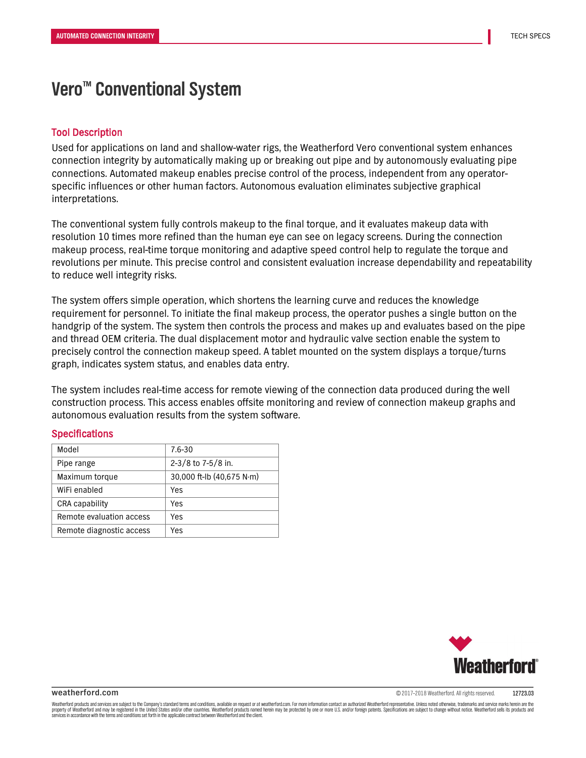# Vero™ Conventional System

## Tool Description

Used for applications on land and shallow-water rigs, the Weatherford Vero conventional system enhances connection integrity by automatically making up or breaking out pipe and by autonomously evaluating pipe connections. Automated makeup enables precise control of the process, independent from any operator-specific influences or other human factors. Autonomous evaluation eliminates subjective graphical interpretations.

The conventional system fully controls makeup to the final torque, and it evaluates makeup data with resolution 10 times more refined than the human eye can see on legacy screens. During the connection makeup process, real-time torque monitoring and adaptive speed control help to regulate the torque and revolutions per minute. This precise control and consistent evaluation increase dependability and repeatability to reduce well integrity risks.

The system offers simple operation, which shortens the learning curve and reduces the knowledge requirement for personnel. To initiate the final makeup process, the operator pushes a single button on the handgrip of the system. The system then controls the process and makes up and evaluates based on the pipe and thread OEM criteria. The dual displacement motor and hydraulic valve section enable the system to precisely control the connection makeup speed. A tablet mounted on the system displays a torque/turns graph, indicates system status, and enables data entry.

The system includes real-time access for remote viewing of the connection data produced during the well construction process. This access enables offsite monitoring and review of connection makeup graphs and autonomous evaluation results from the system software.

## Specifications

| | |
|---|---|
| Model | 7.6-30 |
| Pipe range | 2-3/8 to 7-5/8 in. |
| Maximum torque | 30,000 ft-lb (40,675 N·m) |
| WiFi enabled | Yes |
| CRA capability | Yes |
| Remote evaluation access | Yes |
| Remote diagnostic access | Yes |

weatherford.com

© 2017–2018 Weatherford. All rights reserved. 12723.03

Weatherford products and services are subject to the Company's standard terms and conditions, available on request or at weatherford.com. For more information contact an authorized Weatherford representative. Unless noted otherwise, trademarks and service marks herein are the property of Weatherford and may be registered in the United States and/or other countries. Weatherford products named herein may be protected by one or more U.S. and/or foreign patents. Specifications are subject to change without notice. Weatherford sells its products and services in accordance with the terms and conditions set forth in the applicable contract between Weatherford and the client.